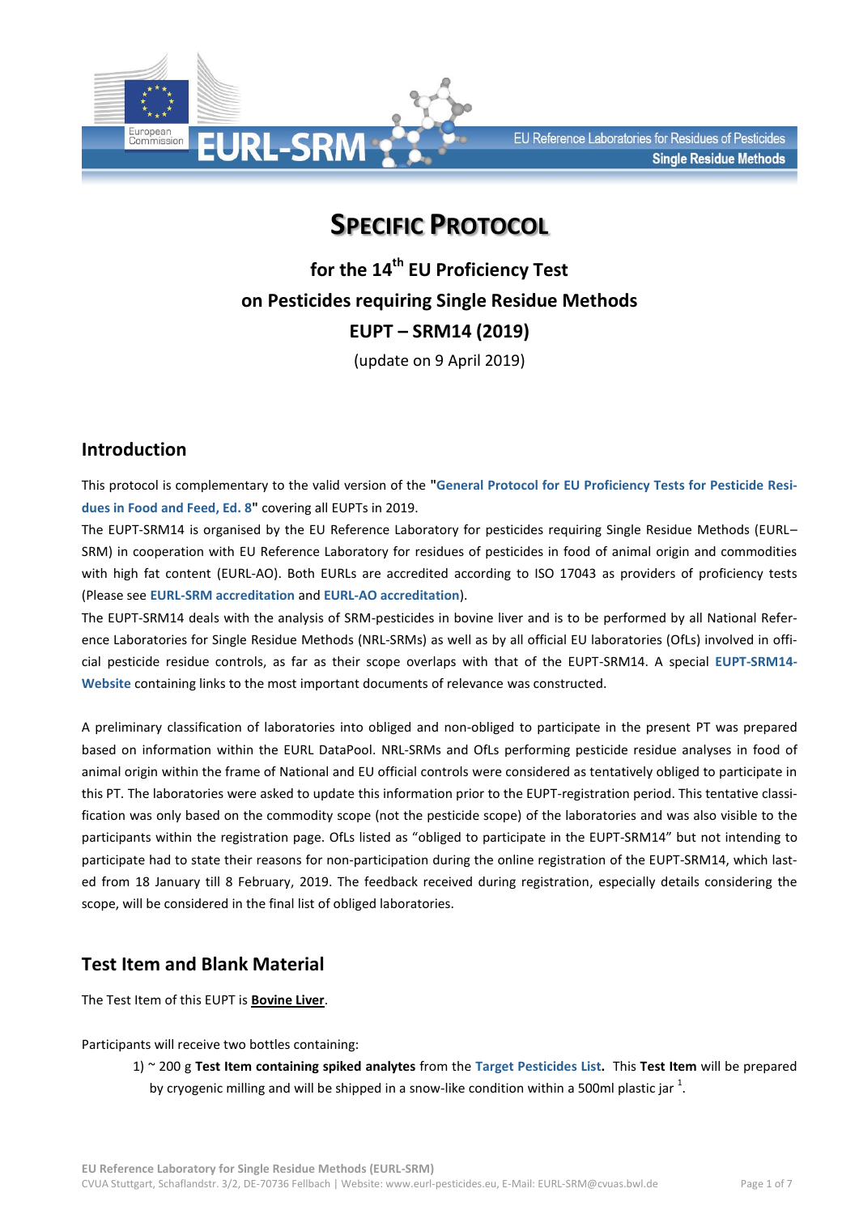# SPECIFIC PROTOCOL

## for the 14th EU Proficiency Test on Pesticides requiring Single Residue Methods EUPT – SRM14 (2019)

(update on 9 April 2019)

## Introduction

This protocol is complementary to the valid version of the "**General Protocol for EU Proficiency Tests for Pesticide Residues in Food and Feed, Ed. 8**" covering all EUPTs in 2019.

The EUPT-SRM14 is organised by the EU Reference Laboratory for pesticides requiring Single Residue Methods (EURL–SRM) in cooperation with EU Reference Laboratory for residues of pesticides in food of animal origin and commodities with high fat content (EURL-AO). Both EURLs are accredited according to ISO 17043 as providers of proficiency tests (Please see **EURL-SRM accreditation** and **EURL-AO accreditation**).

The EUPT-SRM14 deals with the analysis of SRM-pesticides in bovine liver and is to be performed by all National Reference Laboratories for Single Residue Methods (NRL-SRMs) as well as by all official EU laboratories (OfLs) involved in official pesticide residue controls, as far as their scope overlaps with that of the EUPT-SRM14. A special **EUPT-SRM14-Website** containing links to the most important documents of relevance was constructed.

A preliminary classification of laboratories into obliged and non-obliged to participate in the present PT was prepared based on information within the EURL DataPool. NRL-SRMs and OfLs performing pesticide residue analyses in food of animal origin within the frame of National and EU official controls were considered as tentatively obliged to participate in this PT. The laboratories were asked to update this information prior to the EUPT-registration period. This tentative classification was only based on the commodity scope (not the pesticide scope) of the laboratories and was also visible to the participants within the registration page. OfLs listed as "obliged to participate in the EUPT-SRM14" but not intending to participate had to state their reasons for non-participation during the online registration of the EUPT-SRM14, which lasted from 18 January till 8 February, 2019. The feedback received during registration, especially details considering the scope, will be considered in the final list of obliged laboratories.

## Test Item and Blank Material

The Test Item of this EUPT is **Bovine Liver**.

Participants will receive two bottles containing:

1) ~ 200 g **Test Item containing spiked analytes** from the **Target Pesticides List**. This **Test Item** will be prepared by cryogenic milling and will be shipped in a snow-like condition within a 500ml plastic jar [1].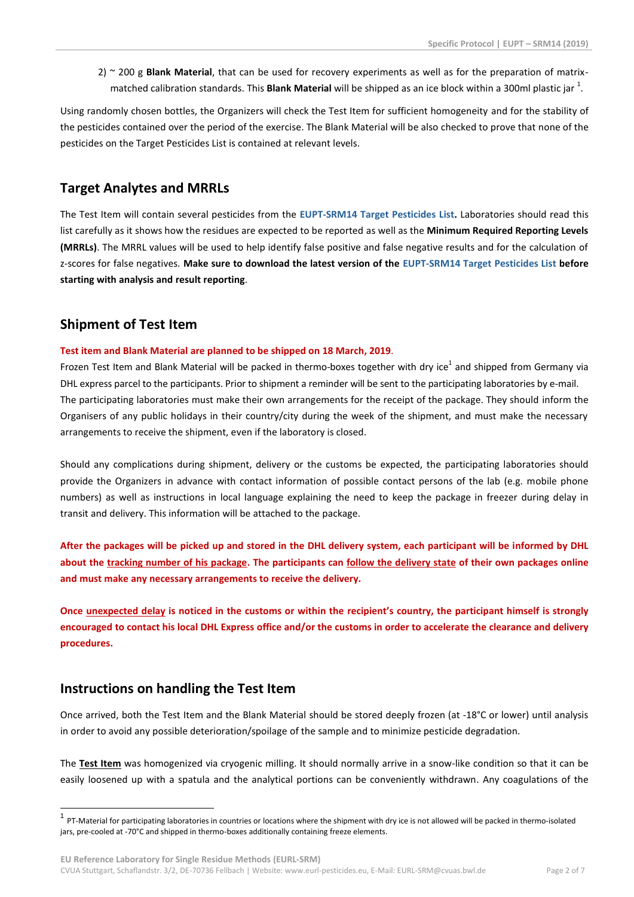2) ~ 200 g **Blank Material**, that can be used for recovery experiments as well as for the preparation of matrix-matched calibration standards. This **Blank Material** will be shipped as an ice block within a 300ml plastic jar [1].

Using randomly chosen bottles, the Organizers will check the Test Item for sufficient homogeneity and for the stability of the pesticides contained over the period of the exercise. The Blank Material will be also checked to prove that none of the pesticides on the Target Pesticides List is contained at relevant levels.

## Target Analytes and MRRLs

The Test Item will contain several pesticides from the **EUPT-SRM14 Target Pesticides List.** Laboratories should read this list carefully as it shows how the residues are expected to be reported as well as the **Minimum Required Reporting Levels (MRRLs)**. The MRRL values will be used to help identify false positive and false negative results and for the calculation of z-scores for false negatives. **Make sure to download the latest version of the EUPT-SRM14 Target Pesticides List before starting with analysis and result reporting**.

## Shipment of Test Item

**Test item and Blank Material are planned to be shipped on 18 March, 2019**.

Frozen Test Item and Blank Material will be packed in thermo-boxes together with dry ice[1] and shipped from Germany via DHL express parcel to the participants. Prior to shipment a reminder will be sent to the participating laboratories by e-mail.

The participating laboratories must make their own arrangements for the receipt of the package. They should inform the Organisers of any public holidays in their country/city during the week of the shipment, and must make the necessary arrangements to receive the shipment, even if the laboratory is closed.

Should any complications during shipment, delivery or the customs be expected, the participating laboratories should provide the Organizers in advance with contact information of possible contact persons of the lab (e.g. mobile phone numbers) as well as instructions in local language explaining the need to keep the package in freezer during delay in transit and delivery. This information will be attached to the package.

**After the packages will be picked up and stored in the DHL delivery system, each participant will be informed by DHL about the tracking number of his package. The participants can follow the delivery state of their own packages online and must make any necessary arrangements to receive the delivery.**

**Once unexpected delay is noticed in the customs or within the recipient's country, the participant himself is strongly encouraged to contact his local DHL Express office and/or the customs in order to accelerate the clearance and delivery procedures.**

## Instructions on handling the Test Item

Once arrived, both the Test Item and the Blank Material should be stored deeply frozen (at -18°C or lower) until analysis in order to avoid any possible deterioration/spoilage of the sample and to minimize pesticide degradation.

The **Test Item** was homogenized via cryogenic milling. It should normally arrive in a snow-like condition so that it can be easily loosened up with a spatula and the analytical portions can be conveniently withdrawn. Any coagulations of the

[1] PT-Material for participating laboratories in countries or locations where the shipment with dry ice is not allowed will be packed in thermo-isolated jars, pre-cooled at -70°C and shipped in thermo-boxes additionally containing freeze elements.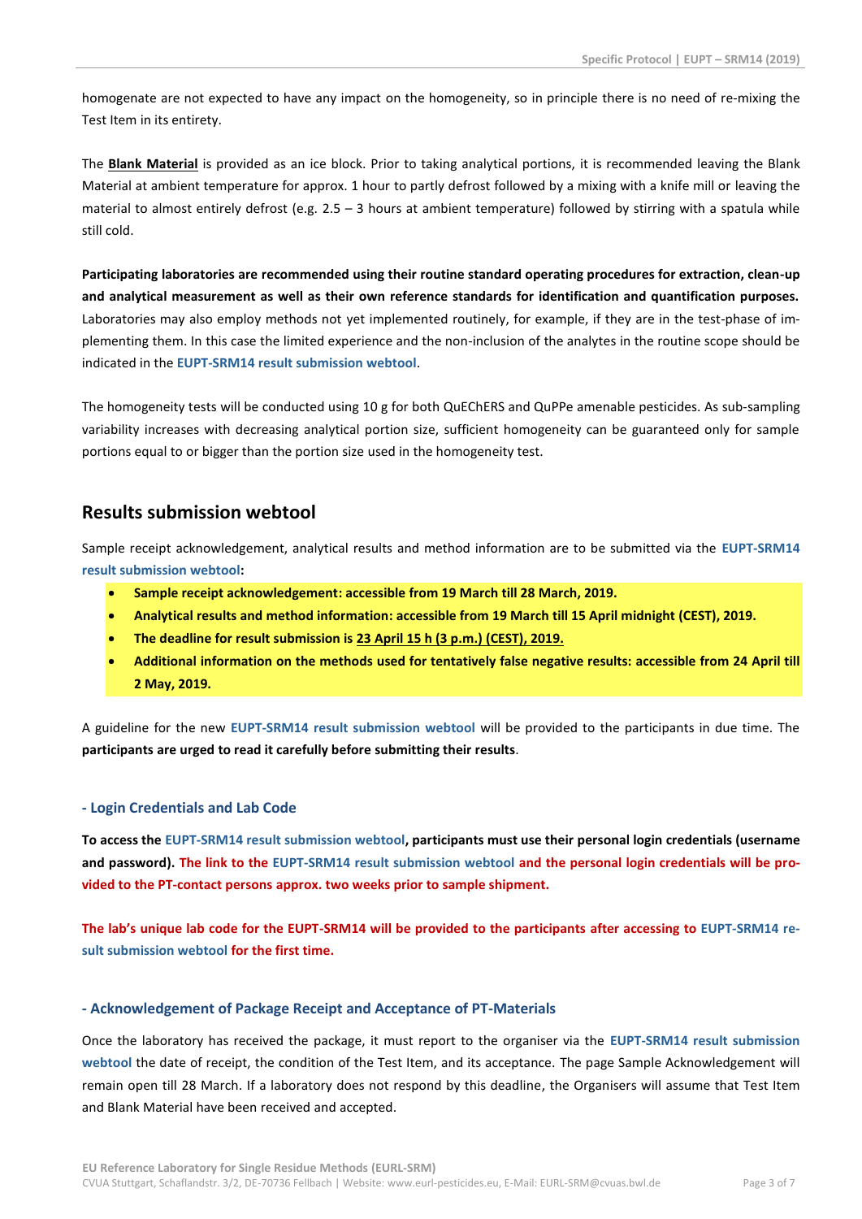homogenate are not expected to have any impact on the homogeneity, so in principle there is no need of re-mixing the Test Item in its entirety.

The **Blank Material** is provided as an ice block. Prior to taking analytical portions, it is recommended leaving the Blank Material at ambient temperature for approx. 1 hour to partly defrost followed by a mixing with a knife mill or leaving the material to almost entirely defrost (e.g. 2.5 – 3 hours at ambient temperature) followed by stirring with a spatula while still cold.

**Participating laboratories are recommended using their routine standard operating procedures for extraction, clean-up and analytical measurement as well as their own reference standards for identification and quantification purposes.** Laboratories may also employ methods not yet implemented routinely, for example, if they are in the test-phase of implementing them. In this case the limited experience and the non-inclusion of the analytes in the routine scope should be indicated in the **EUPT-SRM14 result submission webtool**.

The homogeneity tests will be conducted using 10 g for both QuEChERS and QuPPe amenable pesticides. As sub-sampling variability increases with decreasing analytical portion size, sufficient homogeneity can be guaranteed only for sample portions equal to or bigger than the portion size used in the homogeneity test.

## Results submission webtool

Sample receipt acknowledgement, analytical results and method information are to be submitted via the **EUPT-SRM14 result submission webtool:**

- **Sample receipt acknowledgement: accessible from 19 March till 28 March, 2019.**
- **Analytical results and method information: accessible from 19 March till 15 April midnight (CEST), 2019.**
- **The deadline for result submission is 23 April 15 h (3 p.m.) (CEST), 2019.**
- **Additional information on the methods used for tentatively false negative results: accessible from 24 April till 2 May, 2019.**

A guideline for the new **EUPT-SRM14 result submission webtool** will be provided to the participants in due time. The **participants are urged to read it carefully before submitting their results**.

### - Login Credentials and Lab Code

**To access the EUPT-SRM14 result submission webtool, participants must use their personal login credentials (username and password). The link to the EUPT-SRM14 result submission webtool and the personal login credentials will be provided to the PT-contact persons approx. two weeks prior to sample shipment.**

**The lab's unique lab code for the EUPT-SRM14 will be provided to the participants after accessing to EUPT-SRM14 result submission webtool for the first time.**

### - Acknowledgement of Package Receipt and Acceptance of PT-Materials

Once the laboratory has received the package, it must report to the organiser via the **EUPT-SRM14 result submission webtool** the date of receipt, the condition of the Test Item, and its acceptance. The page Sample Acknowledgement will remain open till 28 March. If a laboratory does not respond by this deadline, the Organisers will assume that Test Item and Blank Material have been received and accepted.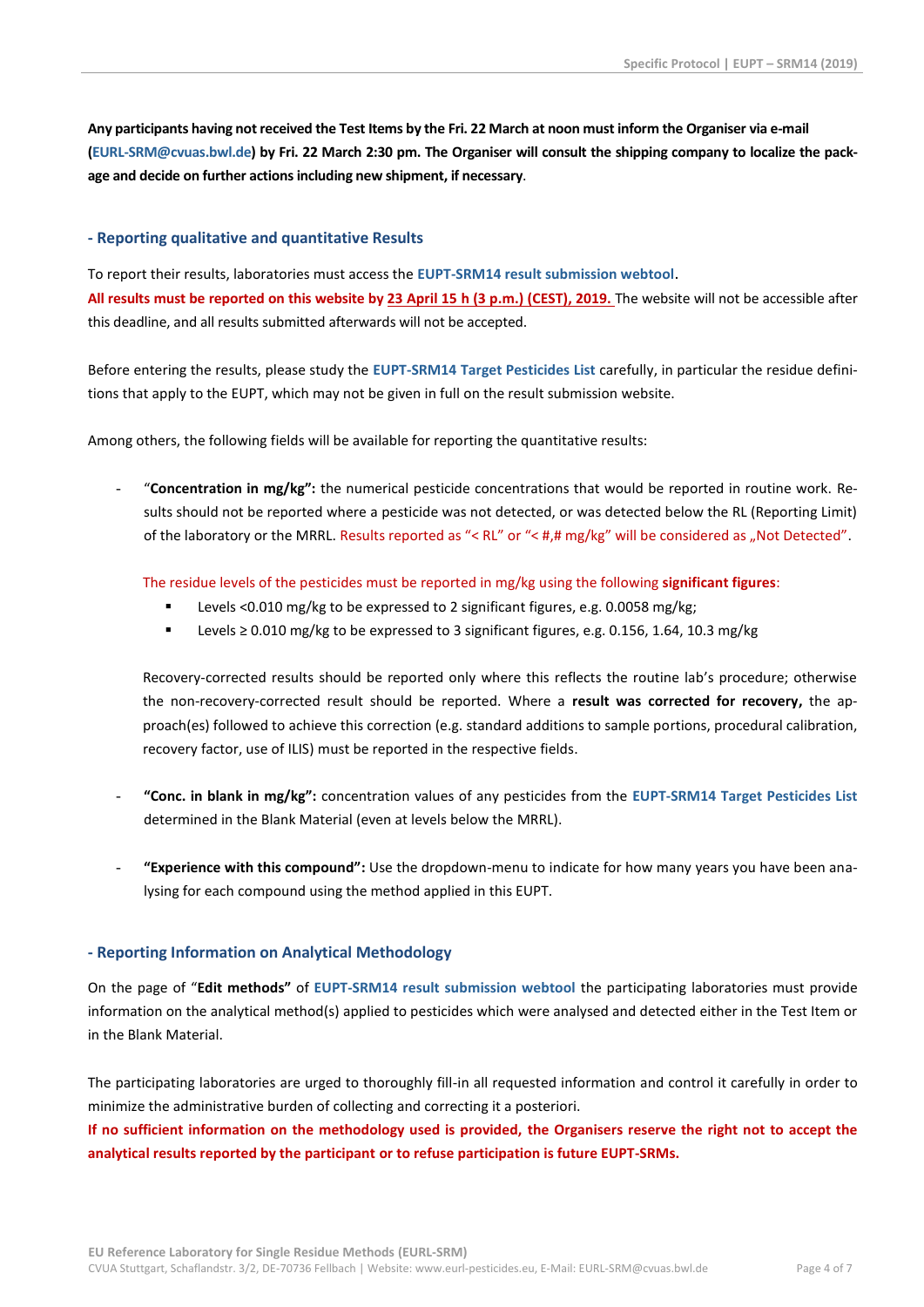**Any participants having not received the Test Items by the Fri. 22 March at noon must inform the Organiser via e-mail (EURL-SRM@cvuas.bwl.de) by Fri. 22 March 2:30 pm. The Organiser will consult the shipping company to localize the package and decide on further actions including new shipment, if necessary**.

## - Reporting qualitative and quantitative Results

To report their results, laboratories must access the **EUPT-SRM14 result submission webtool**.

**All results must be reported on this website by 23 April 15 h (3 p.m.) (CEST), 2019.** The website will not be accessible after this deadline, and all results submitted afterwards will not be accepted.

Before entering the results, please study the **EUPT-SRM14 Target Pesticides List** carefully, in particular the residue definitions that apply to the EUPT, which may not be given in full on the result submission website.

Among others, the following fields will be available for reporting the quantitative results:

- "**Concentration in mg/kg":** the numerical pesticide concentrations that would be reported in routine work. Results should not be reported where a pesticide was not detected, or was detected below the RL (Reporting Limit) of the laboratory or the MRRL. Results reported as "< RL" or "< #,# mg/kg" will be considered as „Not Detected".

  The residue levels of the pesticides must be reported in mg/kg using the following **significant figures**:
  - Levels <0.010 mg/kg to be expressed to 2 significant figures, e.g. 0.0058 mg/kg;
  - Levels ≥ 0.010 mg/kg to be expressed to 3 significant figures, e.g. 0.156, 1.64, 10.3 mg/kg

  Recovery-corrected results should be reported only where this reflects the routine lab's procedure; otherwise the non-recovery-corrected result should be reported. Where a **result was corrected for recovery,** the approach(es) followed to achieve this correction (e.g. standard additions to sample portions, procedural calibration, recovery factor, use of ILIS) must be reported in the respective fields.

- **"Conc. in blank in mg/kg":** concentration values of any pesticides from the **EUPT-SRM14 Target Pesticides List** determined in the Blank Material (even at levels below the MRRL).

- **"Experience with this compound":** Use the dropdown-menu to indicate for how many years you have been analysing for each compound using the method applied in this EUPT.

## - Reporting Information on Analytical Methodology

On the page of "**Edit methods"** of **EUPT-SRM14 result submission webtool** the participating laboratories must provide information on the analytical method(s) applied to pesticides which were analysed and detected either in the Test Item or in the Blank Material.

The participating laboratories are urged to thoroughly fill-in all requested information and control it carefully in order to minimize the administrative burden of collecting and correcting it a posteriori.

**If no sufficient information on the methodology used is provided, the Organisers reserve the right not to accept the analytical results reported by the participant or to refuse participation is future EUPT-SRMs.**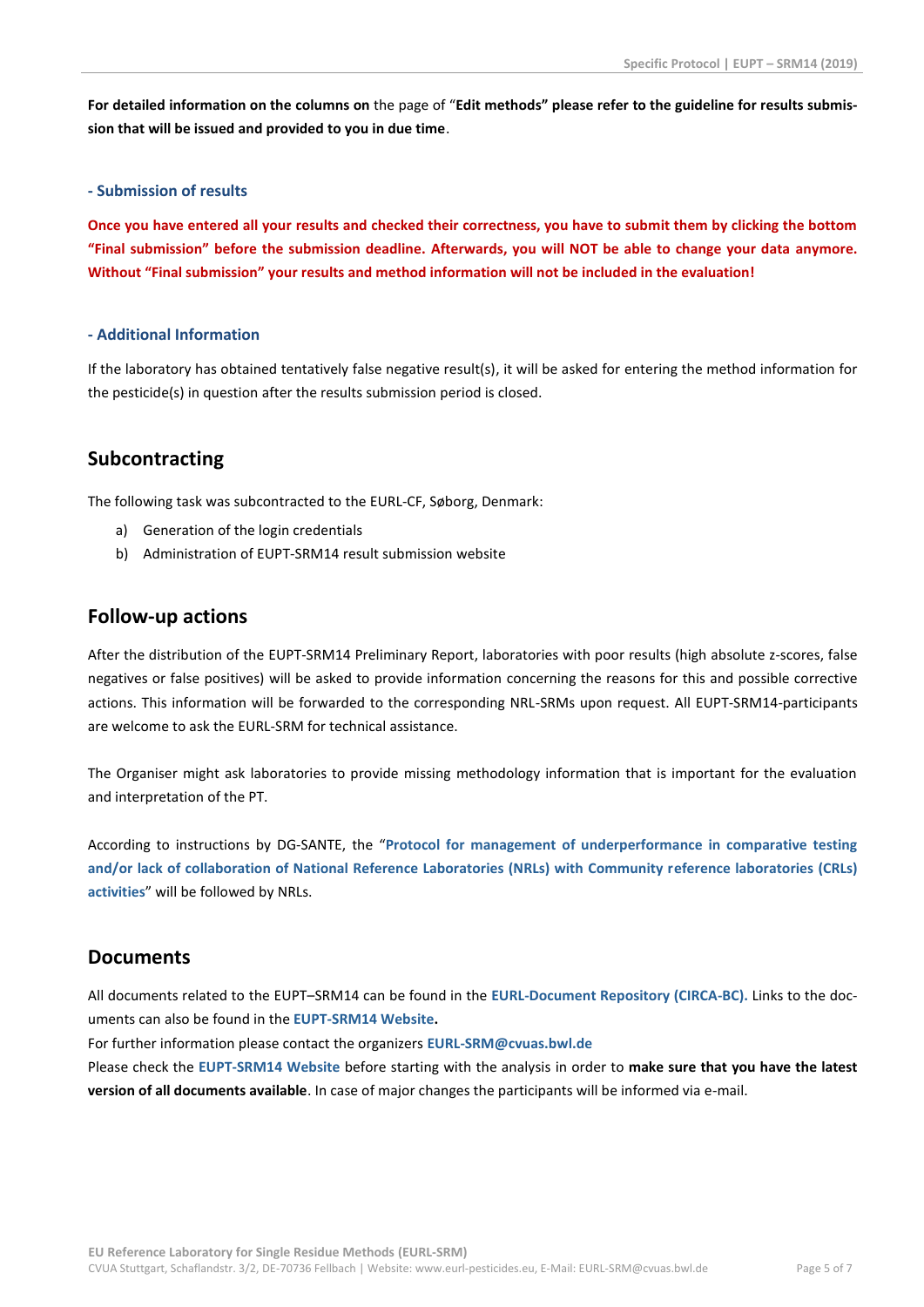**For detailed information on the columns on** the page of "**Edit methods" please refer to the guideline for results submission that will be issued and provided to you in due time**.

### - Submission of results

**Once you have entered all your results and checked their correctness, you have to submit them by clicking the bottom "Final submission" before the submission deadline. Afterwards, you will NOT be able to change your data anymore. Without "Final submission" your results and method information will not be included in the evaluation!**

### - Additional Information

If the laboratory has obtained tentatively false negative result(s), it will be asked for entering the method information for the pesticide(s) in question after the results submission period is closed.

## Subcontracting

The following task was subcontracted to the EURL-CF, Søborg, Denmark:

a) Generation of the login credentials
b) Administration of EUPT-SRM14 result submission website

## Follow-up actions

After the distribution of the EUPT-SRM14 Preliminary Report, laboratories with poor results (high absolute z-scores, false negatives or false positives) will be asked to provide information concerning the reasons for this and possible corrective actions. This information will be forwarded to the corresponding NRL-SRMs upon request. All EUPT-SRM14-participants are welcome to ask the EURL-SRM for technical assistance.

The Organiser might ask laboratories to provide missing methodology information that is important for the evaluation and interpretation of the PT.

According to instructions by DG-SANTE, the "**Protocol for management of underperformance in comparative testing and/or lack of collaboration of National Reference Laboratories (NRLs) with Community reference laboratories (CRLs) activities**" will be followed by NRLs.

## Documents

All documents related to the EUPT–SRM14 can be found in the **EURL-Document Repository (CIRCA-BC).** Links to the documents can also be found in the **EUPT-SRM14 Website.**

For further information please contact the organizers **EURL-SRM@cvuas.bwl.de**

Please check the **EUPT-SRM14 Website** before starting with the analysis in order to **make sure that you have the latest version of all documents available**. In case of major changes the participants will be informed via e-mail.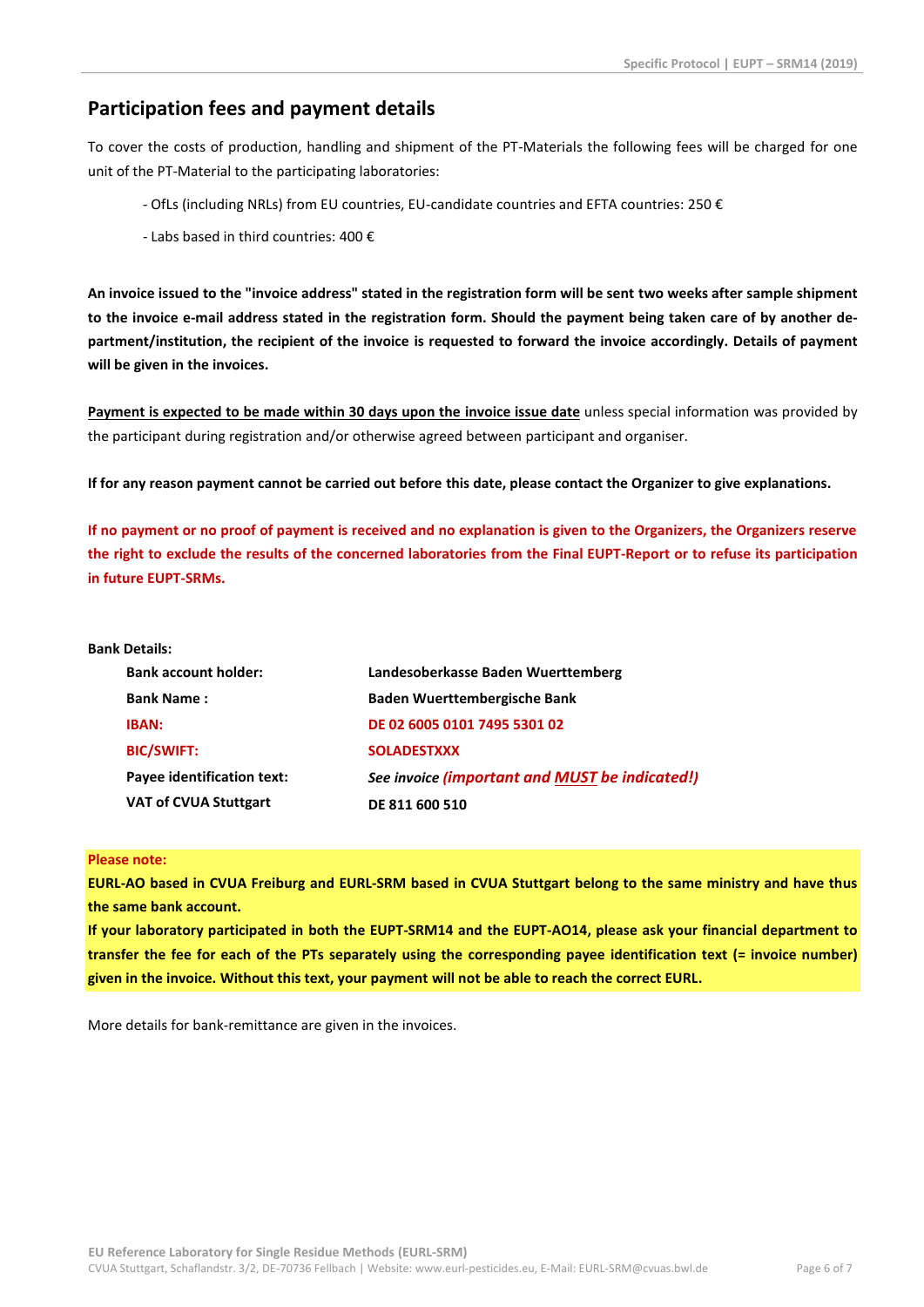## Participation fees and payment details

To cover the costs of production, handling and shipment of the PT-Materials the following fees will be charged for one unit of the PT-Material to the participating laboratories:

- OfLs (including NRLs) from EU countries, EU-candidate countries and EFTA countries: 250 €
- Labs based in third countries: 400 €

**An invoice issued to the "invoice address" stated in the registration form will be sent two weeks after sample shipment to the invoice e-mail address stated in the registration form. Should the payment being taken care of by another department/institution, the recipient of the invoice is requested to forward the invoice accordingly. Details of payment will be given in the invoices.**

**Payment is expected to be made within 30 days upon the invoice issue date** unless special information was provided by the participant during registration and/or otherwise agreed between participant and organiser.

**If for any reason payment cannot be carried out before this date, please contact the Organizer to give explanations.**

**If no payment or no proof of payment is received and no explanation is given to the Organizers, the Organizers reserve the right to exclude the results of the concerned laboratories from the Final EUPT-Report or to refuse its participation in future EUPT-SRMs.**

**Bank Details:**

| | |
|---|---|
| **Bank account holder:** | **Landesoberkasse Baden Wuerttemberg** |
| **Bank Name :** | **Baden Wuerttembergische Bank** |
| **IBAN:** | **DE 02 6005 0101 7495 5301 02** |
| **BIC/SWIFT:** | **SOLADESTXXX** |
| **Payee identification text:** | ***See invoice (important and MUST be indicated!)*** |
| **VAT of CVUA Stuttgart** | **DE 811 600 510** |

**Please note:**

**EURL-AO based in CVUA Freiburg and EURL-SRM based in CVUA Stuttgart belong to the same ministry and have thus the same bank account.**

**If your laboratory participated in both the EUPT-SRM14 and the EUPT-AO14, please ask your financial department to transfer the fee for each of the PTs separately using the corresponding payee identification text (= invoice number) given in the invoice. Without this text, your payment will not be able to reach the correct EURL.**

More details for bank-remittance are given in the invoices.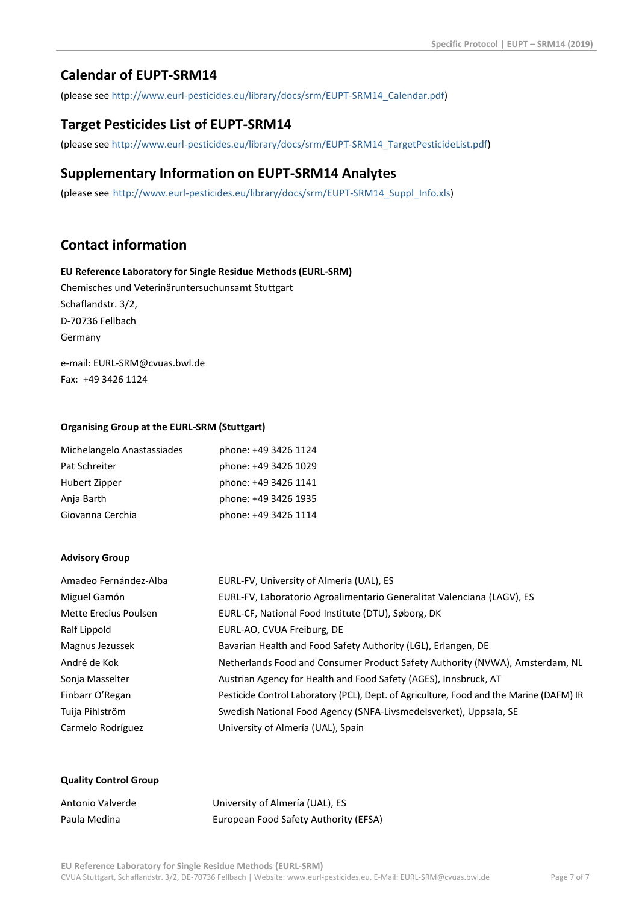## Calendar of EUPT-SRM14

(please see http://www.eurl-pesticides.eu/library/docs/srm/EUPT-SRM14_Calendar.pdf)

## Target Pesticides List of EUPT-SRM14

(please see http://www.eurl-pesticides.eu/library/docs/srm/EUPT-SRM14_TargetPesticideList.pdf)

## Supplementary Information on EUPT-SRM14 Analytes

(please see http://www.eurl-pesticides.eu/library/docs/srm/EUPT-SRM14_Suppl_Info.xls)

## Contact information

**EU Reference Laboratory for Single Residue Methods (EURL-SRM)**

Chemisches und Veterinäruntersuchunsamt Stuttgart
Schaflandstr. 3/2,
D-70736 Fellbach
Germany

e-mail: EURL-SRM@cvuas.bwl.de
Fax: +49 3426 1124

**Organising Group at the EURL-SRM (Stuttgart)**

| | |
|---|---|
| Michelangelo Anastassiades | phone: +49 3426 1124 |
| Pat Schreiter | phone: +49 3426 1029 |
| Hubert Zipper | phone: +49 3426 1141 |
| Anja Barth | phone: +49 3426 1935 |
| Giovanna Cerchia | phone: +49 3426 1114 |

**Advisory Group**

| | |
|---|---|
| Amadeo Fernández-Alba | EURL-FV, University of Almería (UAL), ES |
| Miguel Gamón | EURL-FV, Laboratorio Agroalimentario Generalitat Valenciana (LAGV), ES |
| Mette Erecius Poulsen | EURL-CF, National Food Institute (DTU), Søborg, DK |
| Ralf Lippold | EURL-AO, CVUA Freiburg, DE |
| Magnus Jezussek | Bavarian Health and Food Safety Authority (LGL), Erlangen, DE |
| André de Kok | Netherlands Food and Consumer Product Safety Authority (NVWA), Amsterdam, NL |
| Sonja Masselter | Austrian Agency for Health and Food Safety (AGES), Innsbruck, AT |
| Finbarr O'Regan | Pesticide Control Laboratory (PCL), Dept. of Agriculture, Food and the Marine (DAFM) IR |
| Tuija Pihlström | Swedish National Food Agency (SNFA-Livsmedelsverket), Uppsala, SE |
| Carmelo Rodríguez | University of Almería (UAL), Spain |

**Quality Control Group**

| | |
|---|---|
| Antonio Valverde | University of Almería (UAL), ES |
| Paula Medina | European Food Safety Authority (EFSA) |